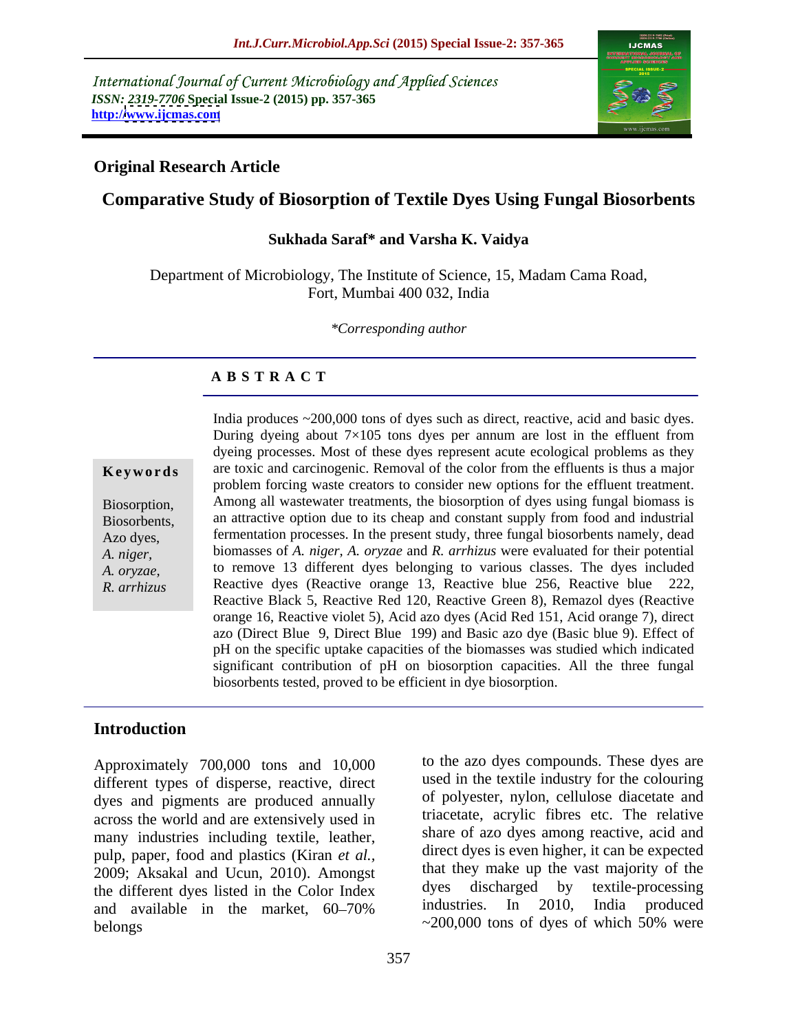International Journal of Current Microbiology and Applied Sciences
*ISSN: 2319-7706* **Special Issue-2 (2015) pp. 357-365**
**http://www.ijcmas.com**

**Original Research Article**

# Comparative Study of Biosorption of Textile Dyes Using Fungal Biosorbents

**Sukhada Saraf\* and Varsha K. Vaidya**

Department of Microbiology, The Institute of Science, 15, Madam Cama Road, Fort, Mumbai 400 032, India

*\*Corresponding author*

## A B S T R A C T

**Keywords**

Biosorption, Biosorbents, Azo dyes, *A. niger*, *A. oryzae*, *R. arrhizus*

India produces ~200,000 tons of dyes such as direct, reactive, acid and basic dyes. During dyeing about 7×105 tons dyes per annum are lost in the effluent from dyeing processes. Most of these dyes represent acute ecological problems as they are toxic and carcinogenic. Removal of the color from the effluents is thus a major problem forcing waste creators to consider new options for the effluent treatment. Among all wastewater treatments, the biosorption of dyes using fungal biomass is an attractive option due to its cheap and constant supply from food and industrial fermentation processes. In the present study, three fungal biosorbents namely, dead biomasses of *A. niger, A. oryzae* and *R. arrhizus* were evaluated for their potential to remove 13 different dyes belonging to various classes. The dyes included Reactive dyes (Reactive orange 13, Reactive blue 256, Reactive blue 222, Reactive Black 5, Reactive Red 120, Reactive Green 8), Remazol dyes (Reactive orange 16, Reactive violet 5), Acid azo dyes (Acid Red 151, Acid orange 7), direct azo (Direct Blue 9, Direct Blue 199) and Basic azo dye (Basic blue 9). Effect of pH on the specific uptake capacities of the biomasses was studied which indicated significant contribution of pH on biosorption capacities. All the three fungal biosorbents tested, proved to be efficient in dye biosorption.

## Introduction

Approximately 700,000 tons and 10,000 different types of disperse, reactive, direct dyes and pigments are produced annually across the world and are extensively used in many industries including textile, leather, pulp, paper, food and plastics (Kiran *et al.,* 2009; Aksakal and Ucun, 2010). Amongst the different dyes listed in the Color Index and available in the market, 60–70% belongs to the azo dyes compounds. These dyes are used in the textile industry for the colouring of polyester, nylon, cellulose diacetate and triacetate, acrylic fibres etc. The relative share of azo dyes among reactive, acid and direct dyes is even higher, it can be expected that they make up the vast majority of the dyes discharged by textile-processing industries. In 2010, India produced ~200,000 tons of dyes of which 50% were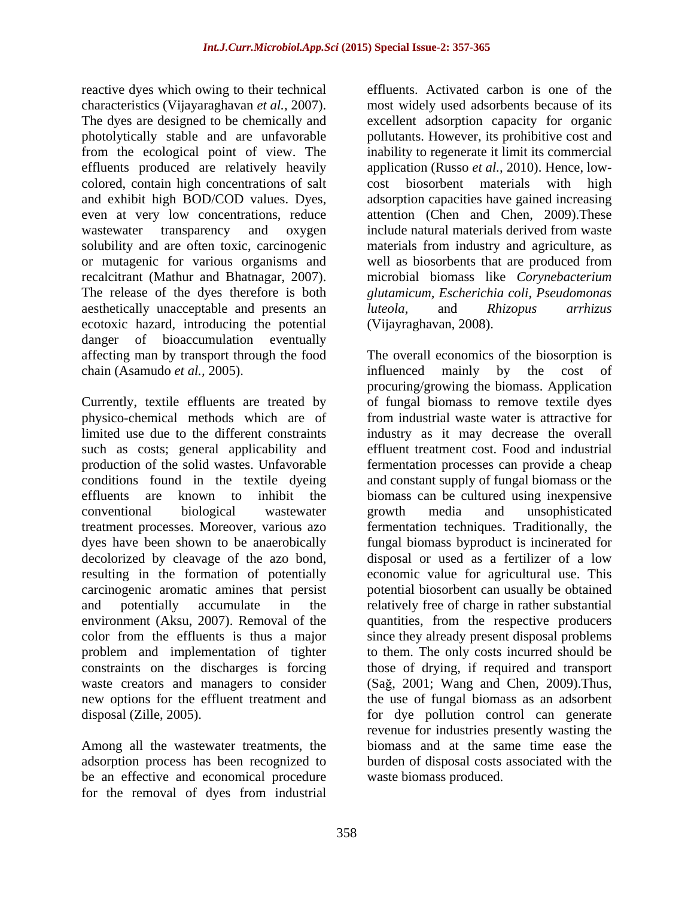reactive dyes which owing to their technical characteristics (Vijayaraghavan *et al.,* 2007). The dyes are designed to be chemically and photolytically stable and are unfavorable from the ecological point of view. The effluents produced are relatively heavily colored, contain high concentrations of salt and exhibit high BOD/COD values. Dyes, even at very low concentrations, reduce wastewater transparency and oxygen solubility and are often toxic, carcinogenic or mutagenic for various organisms and recalcitrant (Mathur and Bhatnagar, 2007). The release of the dyes therefore is both aesthetically unacceptable and presents an ecotoxic hazard, introducing the potential danger of bioaccumulation eventually affecting man by transport through the food chain (Asamudo *et al.,* 2005).

Currently, textile effluents are treated by physico-chemical methods which are of limited use due to the different constraints such as costs; general applicability and production of the solid wastes. Unfavorable conditions found in the textile dyeing effluents are known to inhibit the conventional biological wastewater treatment processes. Moreover, various azo dyes have been shown to be anaerobically decolorized by cleavage of the azo bond, resulting in the formation of potentially carcinogenic aromatic amines that persist and potentially accumulate in the environment (Aksu, 2007). Removal of the color from the effluents is thus a major problem and implementation of tighter constraints on the discharges is forcing waste creators and managers to consider new options for the effluent treatment and disposal (Zille, 2005).

Among all the wastewater treatments, the adsorption process has been recognized to be an effective and economical procedure for the removal of dyes from industrial effluents. Activated carbon is one of the most widely used adsorbents because of its excellent adsorption capacity for organic pollutants. However, its prohibitive cost and inability to regenerate it limit its commercial application (Russo *et al.,* 2010). Hence, low-cost biosorbent materials with high adsorption capacities have gained increasing attention (Chen and Chen, 2009).These include natural materials derived from waste materials from industry and agriculture, as well as biosorbents that are produced from microbial biomass like *Corynebacterium glutamicum, Escherichia coli, Pseudomonas luteola,* and *Rhizopus arrhizus* (Vijayraghavan, 2008).

The overall economics of the biosorption is influenced mainly by the cost of procuring/growing the biomass. Application of fungal biomass to remove textile dyes from industrial waste water is attractive for industry as it may decrease the overall effluent treatment cost. Food and industrial fermentation processes can provide a cheap and constant supply of fungal biomass or the biomass can be cultured using inexpensive growth media and unsophisticated fermentation techniques. Traditionally, the fungal biomass byproduct is incinerated for disposal or used as a fertilizer of a low economic value for agricultural use. This potential biosorbent can usually be obtained relatively free of charge in rather substantial quantities, from the respective producers since they already present disposal problems to them. The only costs incurred should be those of drying, if required and transport (Sağ, 2001; Wang and Chen, 2009).Thus, the use of fungal biomass as an adsorbent for dye pollution control can generate revenue for industries presently wasting the biomass and at the same time ease the burden of disposal costs associated with the waste biomass produced.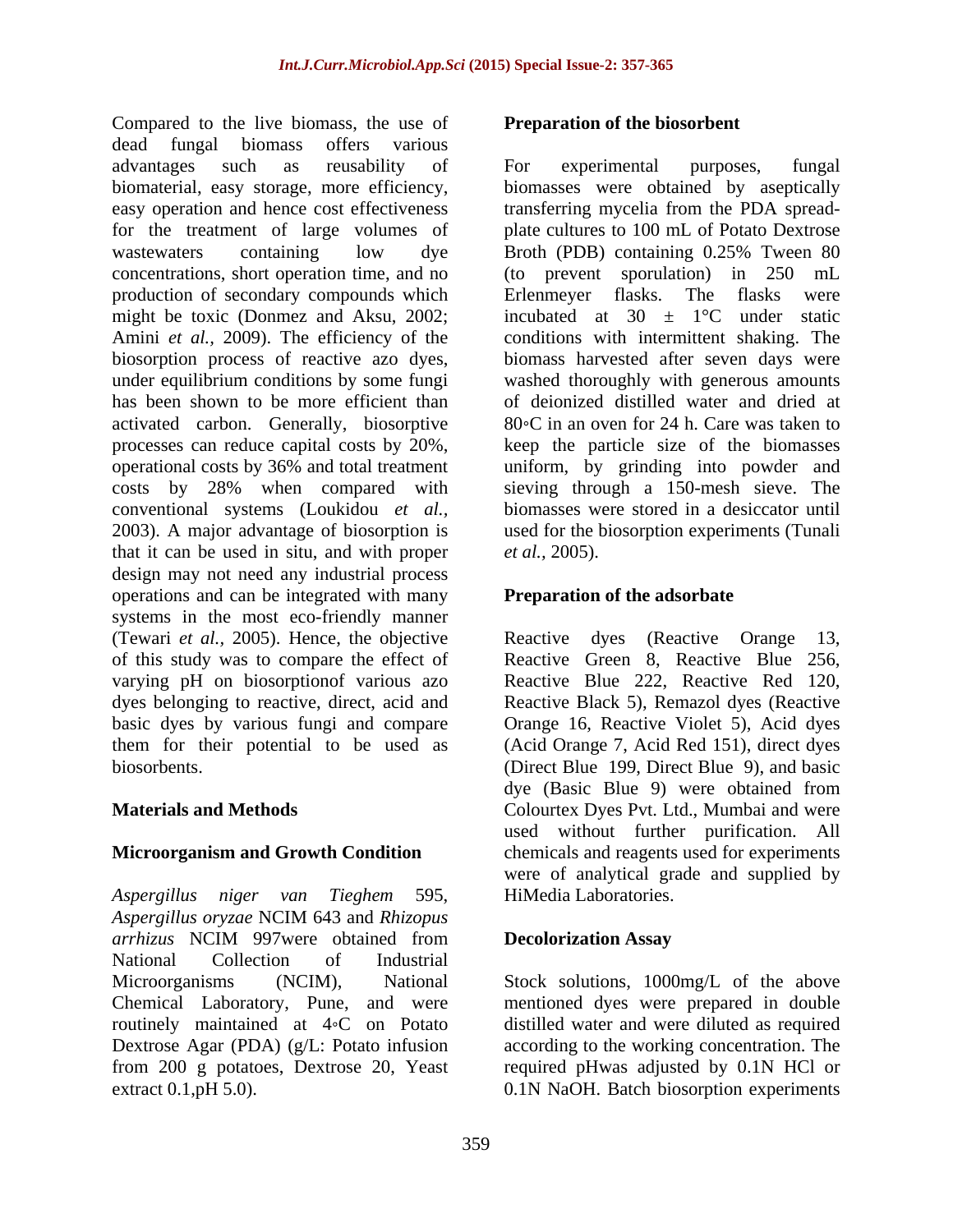Compared to the live biomass, the use of dead fungal biomass offers various advantages such as reusability of biomaterial, easy storage, more efficiency, easy operation and hence cost effectiveness for the treatment of large volumes of wastewaters containing low dye concentrations, short operation time, and no production of secondary compounds which might be toxic (Donmez and Aksu, 2002; Amini *et al.,* 2009). The efficiency of the biosorption process of reactive azo dyes, under equilibrium conditions by some fungi has been shown to be more efficient than activated carbon. Generally, biosorptive processes can reduce capital costs by 20%, operational costs by 36% and total treatment costs by 28% when compared with conventional systems (Loukidou *et al.,* 2003). A major advantage of biosorption is that it can be used in situ, and with proper design may not need any industrial process operations and can be integrated with many systems in the most eco-friendly manner (Tewari *et al.,* 2005). Hence, the objective of this study was to compare the effect of varying pH on biosorptionof various azo dyes belonging to reactive, direct, acid and basic dyes by various fungi and compare them for their potential to be used as biosorbents.

## Materials and Methods

### Microorganism and Growth Condition

*Aspergillus niger van Tieghem* 595, *Aspergillus oryzae* NCIM 643 and *Rhizopus arrhizus* NCIM 997were obtained from National Collection of Industrial Microorganisms (NCIM), National Chemical Laboratory, Pune, and were routinely maintained at 4◦C on Potato Dextrose Agar (PDA) (g/L: Potato infusion from 200 g potatoes, Dextrose 20, Yeast extract 0.1,pH 5.0).

### Preparation of the biosorbent

For experimental purposes, fungal biomasses were obtained by aseptically transferring mycelia from the PDA spread-plate cultures to 100 mL of Potato Dextrose Broth (PDB) containing 0.25% Tween 80 (to prevent sporulation) in 250 mL Erlenmeyer flasks. The flasks were incubated at 30 ± 1°C under static conditions with intermittent shaking. The biomass harvested after seven days were washed thoroughly with generous amounts of deionized distilled water and dried at 80◦C in an oven for 24 h. Care was taken to keep the particle size of the biomasses uniform, by grinding into powder and sieving through a 150-mesh sieve. The biomasses were stored in a desiccator until used for the biosorption experiments (Tunali *et al.,* 2005).

### Preparation of the adsorbate

Reactive dyes (Reactive Orange 13, Reactive Green 8, Reactive Blue 256, Reactive Blue 222, Reactive Red 120, Reactive Black 5), Remazol dyes (Reactive Orange 16, Reactive Violet 5), Acid dyes (Acid Orange 7, Acid Red 151), direct dyes (Direct Blue 199, Direct Blue 9), and basic dye (Basic Blue 9) were obtained from Colourtex Dyes Pvt. Ltd., Mumbai and were used without further purification. All chemicals and reagents used for experiments were of analytical grade and supplied by HiMedia Laboratories.

### Decolorization Assay

Stock solutions, 1000mg/L of the above mentioned dyes were prepared in double distilled water and were diluted as required according to the working concentration. The required pHwas adjusted by 0.1N HCl or 0.1N NaOH. Batch biosorption experiments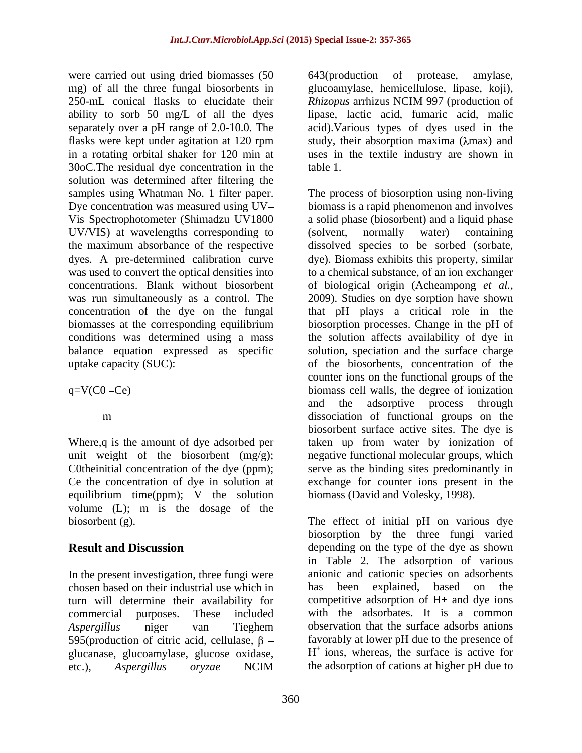were carried out using dried biomasses (50 mg) of all the three fungal biosorbents in 250-mL conical flasks to elucidate their ability to sorb 50 mg/L of all the dyes separately over a pH range of 2.0-10.0. The flasks were kept under agitation at 120 rpm in a rotating orbital shaker for 120 min at 30oC.The residual dye concentration in the solution was determined after filtering the samples using Whatman No. 1 filter paper. Dye concentration was measured using UV–Vis Spectrophotometer (Shimadzu UV1800 UV/VIS) at wavelengths corresponding to the maximum absorbance of the respective dyes. A pre-determined calibration curve was used to convert the optical densities into concentrations. Blank without biosorbent was run simultaneously as a control. The concentration of the dye on the fungal biomasses at the corresponding equilibrium conditions was determined using a mass balance equation expressed as specific uptake capacity (SUC):

$$q = \frac{V(C_0 - C_e)}{m}$$

Where, $q$ is the amount of dye adsorbed per unit weight of the biosorbent (mg/g); $C_0$ the initial concentration of the dye (ppm); $C_e$ the concentration of dye in solution at equilibrium time (ppm); $V$ the solution volume (L); $m$ is the dosage of the biosorbent (g).

## Result and Discussion

In the present investigation, three fungi were chosen based on their industrial use which in turn will determine their availability for commercial purposes. These included *Aspergillus* niger van Tieghem 595(production of citric acid, cellulase, β – glucanase, glucoamylase, glucose oxidase, etc.), *Aspergillus oryzae* NCIM 643(production of protease, amylase, glucoamylase, hemicellulose, lipase, koji), *Rhizopus* arrhizus NCIM 997 (production of lipase, lactic acid, fumaric acid, malic acid).Various types of dyes used in the study, their absorption maxima (λmax) and uses in the textile industry are shown in table 1.

The process of biosorption using non-living biomass is a rapid phenomenon and involves a solid phase (biosorbent) and a liquid phase (solvent, normally water) containing dissolved species to be sorbed (sorbate, dye). Biomass exhibits this property, similar to a chemical substance, of an ion exchanger of biological origin (Acheampong *et al.*, 2009). Studies on dye sorption have shown that pH plays a critical role in the biosorption processes. Change in the pH of the solution affects availability of dye in solution, speciation and the surface charge of the biosorbents, concentration of the counter ions on the functional groups of the biomass cell walls, the degree of ionization and the adsorptive process through dissociation of functional groups on the biosorbent surface active sites. The dye is taken up from water by ionization of negative functional molecular groups, which serve as the binding sites predominantly in exchange for counter ions present in the biomass (David and Volesky, 1998).

The effect of initial pH on various dye biosorption by the three fungi varied depending on the type of the dye as shown in Table 2. The adsorption of various anionic and cationic species on adsorbents has been explained, based on the competitive adsorption of $H^+$ and dye ions with the adsorbates. It is a common observation that the surface adsorbs anions favorably at lower pH due to the presence of $H^+$ ions, whereas, the surface is active for the adsorption of cations at higher pH due to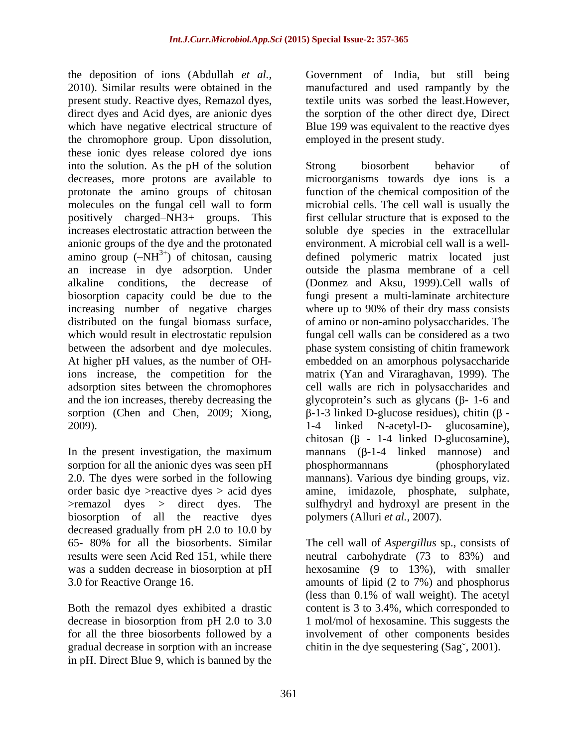the deposition of ions (Abdullah *et al.,* 2010). Similar results were obtained in the present study. Reactive dyes, Remazol dyes, direct dyes and Acid dyes, are anionic dyes which have negative electrical structure of the chromophore group. Upon dissolution, these ionic dyes release colored dye ions into the solution. As the pH of the solution decreases, more protons are available to protonate the amino groups of chitosan molecules on the fungal cell wall to form positively charged–NH3+ groups. This increases electrostatic attraction between the anionic groups of the dye and the protonated amino group ($–NH^{3+}$) of chitosan, causing an increase in dye adsorption. Under alkaline conditions, the decrease of biosorption capacity could be due to the increasing number of negative charges distributed on the fungal biomass surface, which would result in electrostatic repulsion between the adsorbent and dye molecules. At higher pH values, as the number of OH- ions increase, the competition for the adsorption sites between the chromophores and the ion increases, thereby decreasing the sorption (Chen and Chen, 2009; Xiong, 2009).

In the present investigation, the maximum sorption for all the anionic dyes was seen pH 2.0. The dyes were sorbed in the following order basic dye >reactive dyes > acid dyes >remazol dyes > direct dyes. The biosorption of all the reactive dyes decreased gradually from pH 2.0 to 10.0 by 65- 80% for all the biosorbents. Similar results were seen Acid Red 151, while there was a sudden decrease in biosorption at pH 3.0 for Reactive Orange 16.

Both the remazol dyes exhibited a drastic decrease in biosorption from pH 2.0 to 3.0 for all the three biosorbents followed by a gradual decrease in sorption with an increase in pH. Direct Blue 9, which is banned by the Government of India, but still being manufactured and used rampantly by the textile units was sorbed the least.However, the sorption of the other direct dye, Direct Blue 199 was equivalent to the reactive dyes employed in the present study.

Strong biosorbent behavior of microorganisms towards dye ions is a function of the chemical composition of the microbial cells. The cell wall is usually the first cellular structure that is exposed to the soluble dye species in the extracellular environment. A microbial cell wall is a well-defined polymeric matrix located just outside the plasma membrane of a cell (Donmez and Aksu, 1999).Cell walls of fungi present a multi-laminate architecture where up to 90% of their dry mass consists of amino or non-amino polysaccharides. The fungal cell walls can be considered as a two phase system consisting of chitin framework embedded on an amorphous polysaccharide matrix (Yan and Viraraghavan, 1999). The cell walls are rich in polysaccharides and glycoprotein's such as glycans (β- 1-6 and β-1-3 linked D-glucose residues), chitin (β - 1-4 linked N-acetyl-D- glucosamine), chitosan (β - 1-4 linked D-glucosamine), mannans (β-1-4 linked mannose) and phosphormannans (phosphorylated mannans). Various dye binding groups, viz. amine, imidazole, phosphate, sulphate, sulfhydryl and hydroxyl are present in the polymers (Alluri *et al.,* 2007).

The cell wall of *Aspergillus* sp., consists of neutral carbohydrate (73 to 83%) and hexosamine (9 to 13%), with smaller amounts of lipid (2 to 7%) and phosphorus (less than 0.1% of wall weight). The acetyl content is 3 to 3.4%, which corresponded to 1 mol/mol of hexosamine. This suggests the involvement of other components besides chitin in the dye sequestering (Sagˇ, 2001).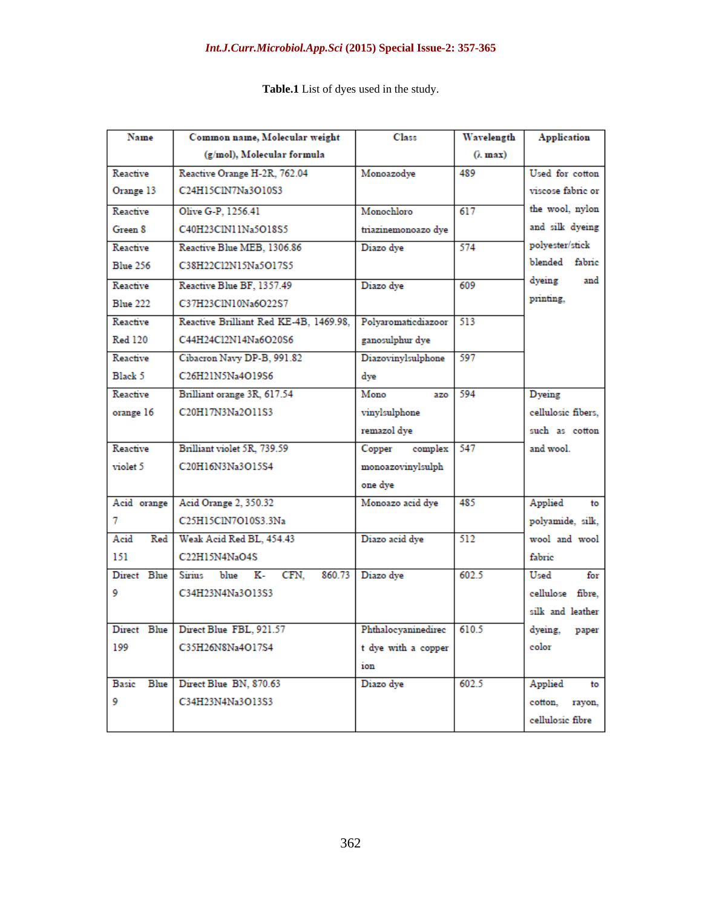**Table.1** List of dyes used in the study.

| Name | Common name, Molecular weight (g/mol), Molecular formula | Class | Wavelength (λ max) | Application |
|---|---|---|---|---|
| Reactive Orange 13 | Reactive Orange H-2R, 762.04 $C_{24}H_{15}ClN_7Na_3O_{10}S_3$ | Monoazodye | 489 | Used for cotton viscose fabric or the wool, nylon and silk dyeing polyester/stick blended fabric dyeing and printing, |
| Reactive Green 8 | Olive G-P, 1256.41 $C_{40}H_{23}ClN_{11}Na_5O_{18}S_5$ | Monochloro triazinemonoazo dye | 617 | |
| Reactive Blue 256 | Reactive Blue MEB, 1306.86 $C_{38}H_{22}Cl_2N_{15}Na_5O_{17}S_5$ | Diazo dye | 574 | |
| Reactive Blue 222 | Reactive Blue BF, 1357.49 $C_{37}H_{23}ClN_{10}Na_6O_{22}S_7$ | Diazo dye | 609 | |
| Reactive Red 120 | Reactive Brilliant Red KE-4B, 1469.98, $C_{44}H_{24}Cl_2N_{14}Na_6O_{20}S_6$ | Polyaromaticdiazoorganosulphur dye | 513 | |
| Reactive Black 5 | Cibacron Navy DP-B, 991.82 $C_{26}H_{21}N_5Na_4O_{19}S_6$ | Diazovinylsulphone dye | 597 | |
| Reactive orange 16 | Brilliant orange 3R, 617.54 $C_{20}H_{17}N_3Na_2O_{11}S_3$ | Mono azo vinylsulphone remazol dye | 594 | Dyeing cellulosic fibers, such as cotton and wool. |
| Reactive violet 5 | Brilliant violet 5R, 739.59 $C_{20}H_{16}N_3Na_3O_{15}S_4$ | Copper complex monoazovinylsulphone dye | 547 | |
| Acid orange 7 | Acid Orange 2, 350.32 $C_{25}H_{15}ClN_7O_{10}S_3.3Na$ | Monoazo acid dye | 485 | Applied to polyamide, silk, wool and wool fabric |
| Acid Red 151 | Weak Acid Red BL, 454.43 $C_{22}H_{15}N_4NaO_4S$ | Diazo acid dye | 512 | |
| Direct Blue 9 | Sirius blue K- CFN, 860.73 $C_{34}H_{23}N_4Na_3O_{13}S_3$ | Diazo dye | 602.5 | Used for cellulose fibre, silk and leather dyeing, paper color |
| Direct Blue 199 | Direct Blue FBL, 921.57 $C_{35}H_{26}N_8Na_4O_{17}S_4$ | Phthalocyaninedirect dye with a copper ion | 610.5 | |
| Basic Blue 9 | Direct Blue BN, 870.63 $C_{34}H_{23}N_4Na_3O_{13}S_3$ | Diazo dye | 602.5 | Applied to cotton, rayon, cellulosic fibre |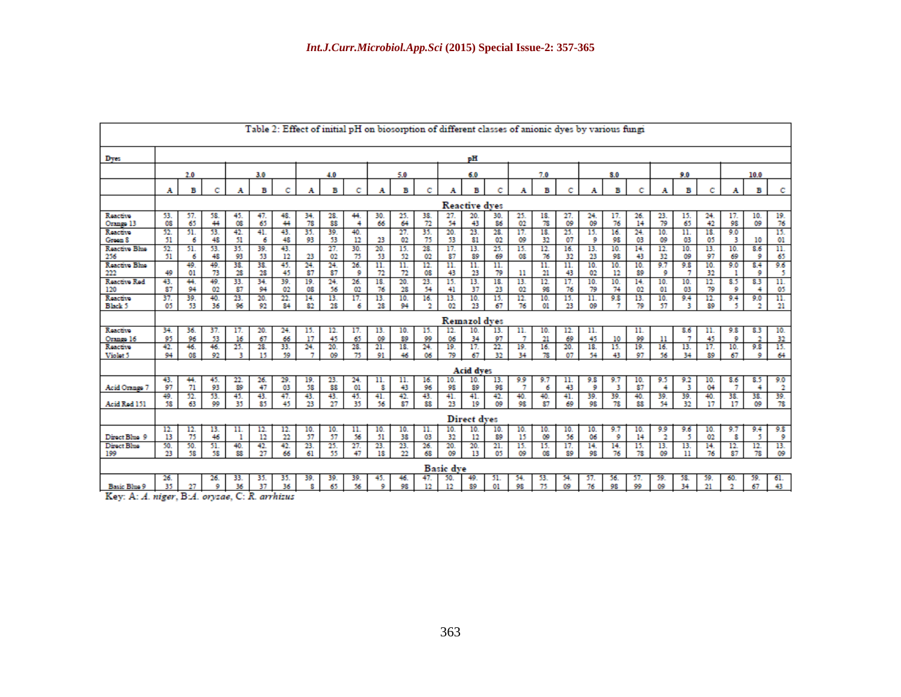Table 2: Effect of initial pH on biosorption of different classes of anionic dyes by various fungi

| Dyes | pH | | | | | | | | | | | | | | | | | | | | | | | | | | |
|---|---|---|---|---|---|---|---|---|---|---|---|---|---|---|---|---|---|---|---|---|---|---|---|---|---|---|---|
| | 2.0 | | | 3.0 | | | 4.0 | | | 5.0 | | | 6.0 | | | 7.0 | | | 8.0 | | | 9.0 | | | 10.0 | | |
| | A | B | C | A | B | C | A | B | C | A | B | C | A | B | C | A | B | C | A | B | C | A | B | C | A | B | C |
| **Reactive dyes** | | | | | | | | | | | | | | | | | | | | | | | | | | | |
| Reactive Orange 13 | 53.08 | 57.65 | 58.44 | 45.08 | 47.65 | 48.44 | 34.78 | 28.88 | 44.4 | 30.66 | 25.64 | 38.72 | 27.54 | 20.43 | 30.86 | 25.02 | 18.78 | 27.09 | 24.09 | 17.76 | 26.14 | 23.79 | 15.65 | 24.42 | 17.98 | 10.09 | 19.76 |
| Reactive Green 8 | 52.51 | 51.6 | 53.48 | 42.51 | 41.6 | 43.48 | 35.93 | 39.53 | 40.12 | 23 | 27.02 | 35.75 | 20.53 | 23.81 | 28.02 | 17.09 | 18.32 | 25.07 | 15.9 | 16.98 | 24.03 | 10.09 | 11.03 | 18.05 | 9.03 | 10 | 15.01 |
| Reactive Blue 256 | 52.51 | 51.6 | 53.48 | 35.93 | 39.53 | 43.12 | 23 | 27.02 | 30.75 | 20.53 | 15.52 | 28.02 | 17.87 | 13.89 | 25.69 | 15.08 | 12.76 | 16.32 | 13.23 | 10.98 | 14.43 | 12.32 | 10.09 | 13.97 | 10.69 | 8.69 | 11.65 |
| Reactive Blue 222 | 49 | 49.01 | 49.73 | 38.28 | 38.28 | 45.45 | 24.87 | 24.87 | 26.9 | 11.72 | 11.72 | 12.08 | 11.43 | 11.23 | 11.79 | 11 | 11.21 | 11.43 | 10.02 | 10.12 | 10.89 | 9.79 | 9.87 | 10.32 | 9.01 | 8.49 | 9.65 |
| Reactive Red 120 | 43.87 | 44.94 | 49.02 | 33.87 | 34.94 | 39.02 | 19.08 | 24.56 | 26.02 | 18.76 | 20.28 | 23.54 | 15.41 | 13.37 | 18.23 | 13.02 | 12.98 | 17.76 | 10.79 | 10.74 | 14.02 | 10.01 | 10.03 | 12.79 | 8.59 | 8.34 | 11.05 |
| Reactive Black 5 | 37.05 | 39.53 | 40.36 | 23.96 | 20.92 | 22.84 | 14.82 | 13.28 | 17.6 | 13.28 | 10.94 | 16.2 | 13.02 | 10.23 | 15.67 | 12.76 | 10.01 | 15.23 | 11.09 | 9.87 | 13.79 | 10.57 | 9.43 | 12.89 | 9.45 | 9.02 | 11.21 |
| **Remazol dyes** | | | | | | | | | | | | | | | | | | | | | | | | | | | |
| Reactive Orange 16 | 34.95 | 36.96 | 37.53 | 17.16 | 20.67 | 24.66 | 15.17 | 12.45 | 17.65 | 13.09 | 10.89 | 15.99 | 12.06 | 10.34 | 13.97 | 11.7 | 10.21 | 12.69 | 11.45 | 10 | 11.99 | 11 | 8.67 | 11.45 | 9.89 | 8.32 | 10.32 |
| Reactive Violet 5 | 42.94 | 46.08 | 46.92 | 25.3 | 28.15 | 33.59 | 24.7 | 20.09 | 28.75 | 21.91 | 18.46 | 24.06 | 19.79 | 17.67 | 22.32 | 19.34 | 16.78 | 20.07 | 18.54 | 15.43 | 19.97 | 16.56 | 13.34 | 17.89 | 10.67 | 9.89 | 15.64 |
| **Acid dyes** | | | | | | | | | | | | | | | | | | | | | | | | | | | |
| Acid Orange 7 | 43.97 | 44.71 | 45.93 | 22.89 | 26.47 | 29.03 | 19.58 | 23.88 | 24.01 | 11.8 | 11.43 | 16.96 | 10.98 | 10.89 | 13.98 | 9.97 | 9.76 | 11.43 | 9.89 | 9.73 | 10.87 | 9.54 | 9.23 | 10.04 | 8.67 | 8.54 | 9.02 |
| Acid Red 151 | 49.58 | 52.63 | 53.99 | 45.35 | 43.85 | 47.45 | 43.23 | 43.27 | 45.35 | 41.56 | 42.87 | 43.88 | 41.23 | 41.19 | 42.09 | 40.98 | 40.87 | 41.69 | 39.98 | 39.78 | 40.88 | 39.54 | 39.32 | 40.17 | 38.17 | 38.09 | 39.78 |
| **Direct dyes** | | | | | | | | | | | | | | | | | | | | | | | | | | | |
| Direct Blue 9 | 12.13 | 12.75 | 13.46 | 11.1 | 12.12 | 12.22 | 10.57 | 10.57 | 11.56 | 10.51 | 10.38 | 11.03 | 10.32 | 10.12 | 10.89 | 10.15 | 10.09 | 10.56 | 10.06 | 9.79 | 10.14 | 9.92 | 9.65 | 10.02 | 9.78 | 9.45 | 9.89 |
| Direct Blue 199 | 50.23 | 50.58 | 51.58 | 40.88 | 42.27 | 42.66 | 23.61 | 25.55 | 27.47 | 23.18 | 23.22 | 26.68 | 20.09 | 20.13 | 21.05 | 15.09 | 15.08 | 17.89 | 14.98 | 14.76 | 15.78 | 13.09 | 13.11 | 14.76 | 12.87 | 12.78 | 13.09 |
| **Basic dye** | | | | | | | | | | | | | | | | | | | | | | | | | | | |
| Basic Blue 9 | 26.35 | 27 | 26.9 | 33.36 | 35.37 | 35.36 | 39.8 | 39.65 | 39.56 | 45.9 | 46.98 | 47.12 | 50.12 | 49.89 | 51.01 | 54.98 | 53.75 | 54.09 | 57.76 | 56.98 | 57.99 | 59.09 | 58.34 | 59.21 | 60.2 | 59.67 | 61.43 |

Key: A: *A. niger*, B: *A. oryzae*, C: *R. arrhizus*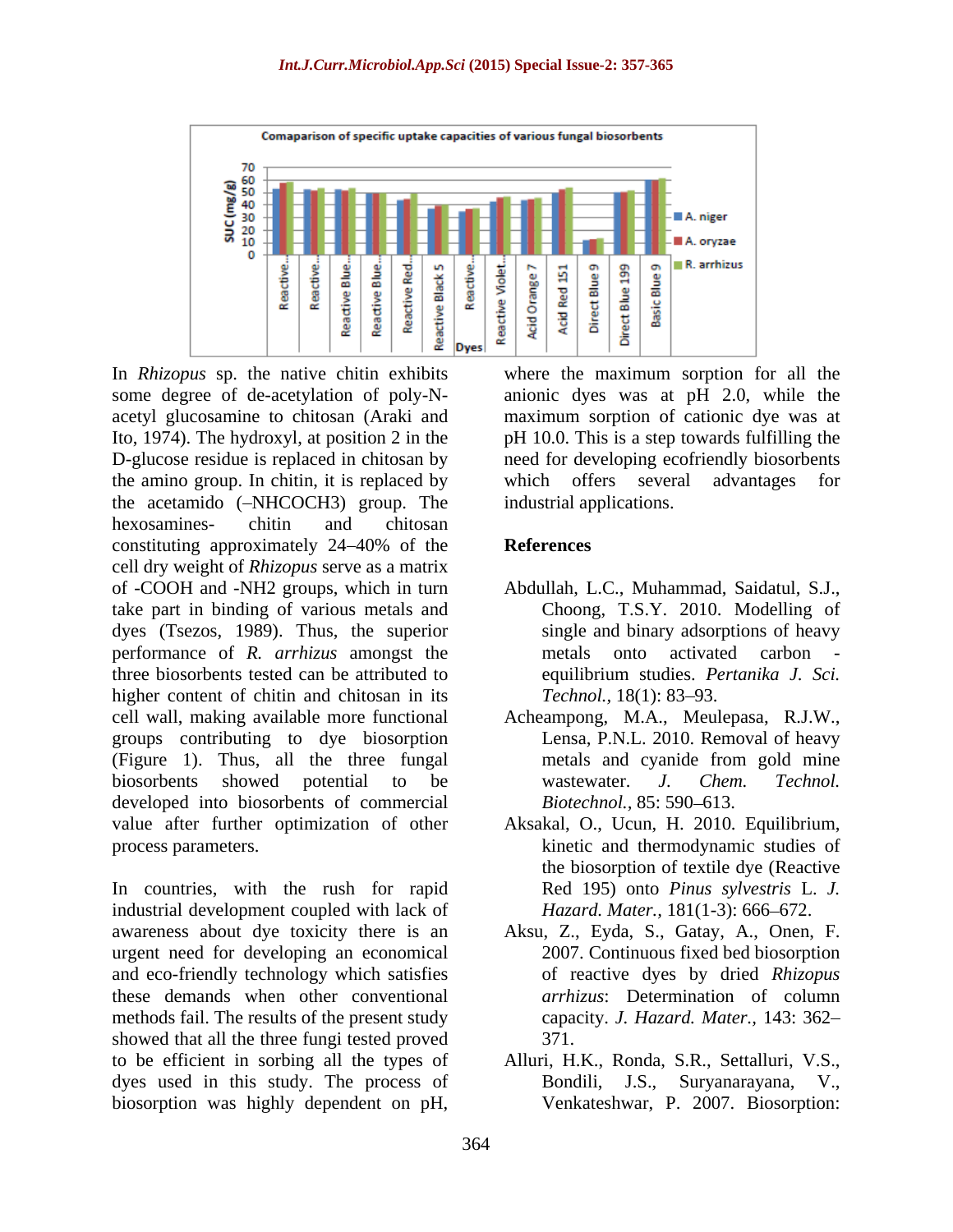Comaparison of specific uptake capacities of various fungal biosorbents

In *Rhizopus* sp. the native chitin exhibits some degree of de-acetylation of poly-N-acetyl glucosamine to chitosan (Araki and Ito, 1974). The hydroxyl, at position 2 in the D-glucose residue is replaced in chitosan by the amino group. In chitin, it is replaced by the acetamido (–NHCOCH3) group. The hexosamines- chitin and chitosan constituting approximately 24–40% of the cell dry weight of *Rhizopus* serve as a matrix of -COOH and -NH2 groups, which in turn take part in binding of various metals and dyes (Tsezos, 1989). Thus, the superior performance of *R. arrhizus* amongst the three biosorbents tested can be attributed to higher content of chitin and chitosan in its cell wall, making available more functional groups contributing to dye biosorption (Figure 1). Thus, all the three fungal biosorbents showed potential to be developed into biosorbents of commercial value after further optimization of other process parameters.

In countries, with the rush for rapid industrial development coupled with lack of awareness about dye toxicity there is an urgent need for developing an economical and eco-friendly technology which satisfies these demands when other conventional methods fail. The results of the present study showed that all the three fungi tested proved to be efficient in sorbing all the types of dyes used in this study. The process of biosorption was highly dependent on pH, where the maximum sorption for all the anionic dyes was at pH 2.0, while the maximum sorption of cationic dye was at pH 10.0. This is a step towards fulfilling the need for developing ecofriendly biosorbents which offers several advantages for industrial applications.

## References

Abdullah, L.C., Muhammad, Saidatul, S.J., Choong, T.S.Y. 2010. Modelling of single and binary adsorptions of heavy metals onto activated carbon - equilibrium studies. *Pertanika J. Sci. Technol.,* 18(1): 83–93.

Acheampong, M.A., Meulepasa, R.J.W., Lensa, P.N.L. 2010. Removal of heavy metals and cyanide from gold mine wastewater. *J. Chem. Technol. Biotechnol.,* 85: 590–613.

Aksakal, O., Ucun, H. 2010. Equilibrium, kinetic and thermodynamic studies of the biosorption of textile dye (Reactive Red 195) onto *Pinus sylvestris* L. *J. Hazard. Mater.,* 181(1-3): 666–672.

Aksu, Z., Eyda, S., Gatay, A., Onen, F. 2007. Continuous fixed bed biosorption of reactive dyes by dried *Rhizopus arrhizus*: Determination of column capacity. *J. Hazard. Mater.,* 143: 362–371.

Alluri, H.K., Ronda, S.R., Settalluri, V.S., Bondili, J.S., Suryanarayana, V., Venkateshwar, P. 2007. Biosorption: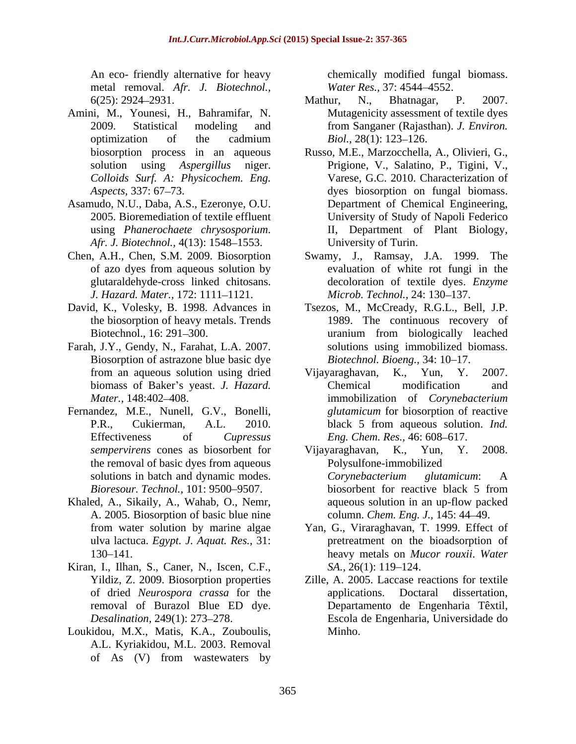An eco- friendly alternative for heavy metal removal. *Afr. J. Biotechnol.,* 6(25): 2924–2931.

Amini, M., Younesi, H., Bahramifar, N. 2009. Statistical modeling and optimization of the cadmium biosorption process in an aqueous solution using *Aspergillus* niger. *Colloids Surf. A: Physicochem. Eng. Aspects*, 337: 67–73.

Asamudo, N.U., Daba, A.S., Ezeronye, O.U. 2005. Bioremediation of textile effluent using *Phanerochaete chrysosporium*. *Afr. J. Biotechnol.,* 4(13): 1548–1553.

Chen, A.H., Chen, S.M. 2009. Biosorption of azo dyes from aqueous solution by glutaraldehyde-cross linked chitosans. *J. Hazard. Mater.,* 172: 1111–1121.

David, K., Volesky, B. 1998. Advances in the biosorption of heavy metals. Trends Biotechnol., 16: 291–300.

Farah, J.Y., Gendy, N., Farahat, L.A. 2007. Biosorption of astrazone blue basic dye from an aqueous solution using dried biomass of Baker's yeast. *J. Hazard. Mater.,* 148:402–408.

Fernandez, M.E., Nunell, G.V., Bonelli, P.R., Cukierman, A.L. 2010. Effectiveness of *Cupressus sempervirens* cones as biosorbent for the removal of basic dyes from aqueous solutions in batch and dynamic modes. *Bioresour. Technol.,* 101: 9500–9507.

Khaled, A., Sikaily, A., Wahab, O., Nemr, A. 2005. Biosorption of basic blue nine from water solution by marine algae ulva lactuca. *Egypt. J. Aquat. Res.,* 31: 130–141.

Kiran, I., Ilhan, S., Caner, N., Iscen, C.F., Yildiz, Z. 2009. Biosorption properties of dried *Neurospora crassa* for the removal of Burazol Blue ED dye. *Desalination,* 249(1): 273–278.

Loukidou, M.X., Matis, K.A., Zouboulis, A.L. Kyriakidou, M.L. 2003. Removal of As (V) from wastewaters by chemically modified fungal biomass. *Water Res.,* 37: 4544–4552.

Mathur, N., Bhatnagar, P. 2007. Mutagenicity assessment of textile dyes from Sanganer (Rajasthan). *J. Environ. Biol.,* 28(1): 123–126.

Russo, M.E., Marzocchella, A., Olivieri, G., Prigione, V., Salatino, P., Tigini, V., Varese, G.C. 2010. Characterization of dyes biosorption on fungal biomass. Department of Chemical Engineering, University of Study of Napoli Federico II, Department of Plant Biology, University of Turin.

Swamy, J., Ramsay, J.A. 1999. The evaluation of white rot fungi in the decoloration of textile dyes. *Enzyme Microb. Technol.,* 24: 130–137.

Tsezos, M., McCready, R.G.L., Bell, J.P. 1989. The continuous recovery of uranium from biologically leached solutions using immobilized biomass. *Biotechnol. Bioeng.,* 34: 10–17.

Vijayaraghavan, K., Yun, Y. 2007. Chemical modification and immobilization of *Corynebacterium glutamicum* for biosorption of reactive black 5 from aqueous solution. *Ind. Eng. Chem. Res.,* 46: 608–617.

Vijayaraghavan, K., Yun, Y. 2008. Polysulfone-immobilized *Corynebacterium glutamicum*: A biosorbent for reactive black 5 from aqueous solution in an up-flow packed column. *Chem. Eng. J.,* 145: 44–49.

Yan, G., Viraraghavan, T. 1999. Effect of pretreatment on the bioadsorption of heavy metals on *Mucor rouxii*. *Water SA.,* 26(1): 119–124.

Zille, A. 2005. Laccase reactions for textile applications. Doctaral dissertation, Departamento de Engenharia Têxtil, Escola de Engenharia, Universidade do Minho.